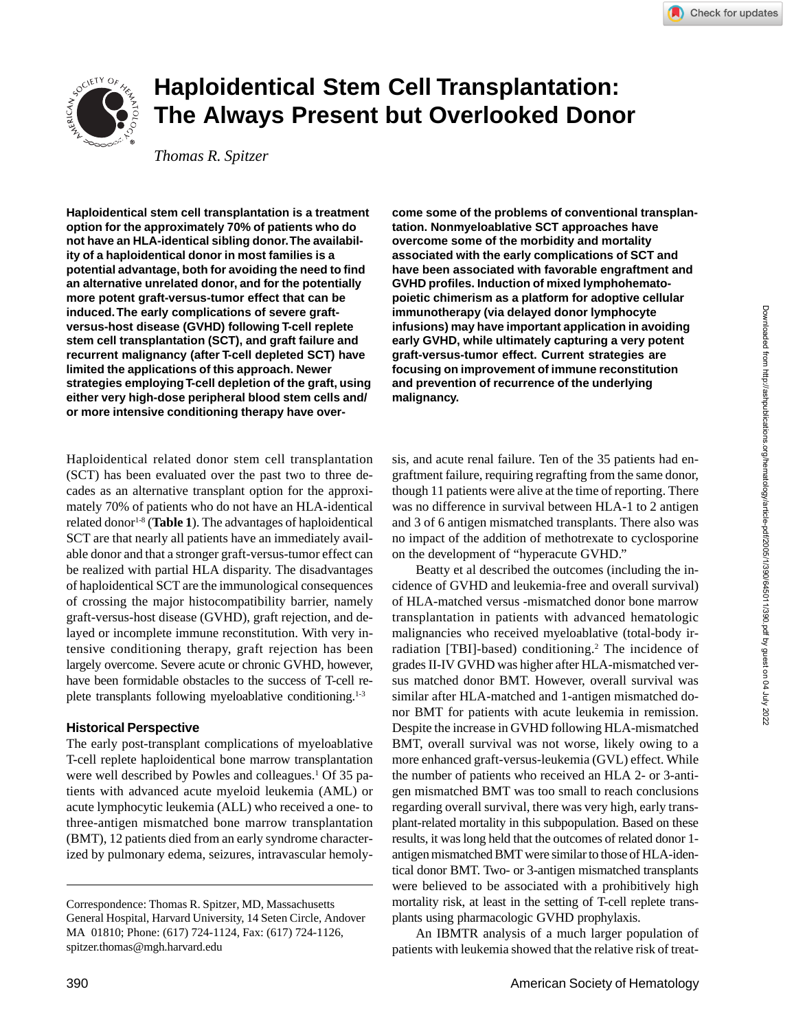# Haploidentical Stem Cell Transplantation: The Always Present but Overlooked Donor

*Thomas R. Spitzer*

**Haploidentical stem cell transplantation is a treatment option for the approximately 70% of patients who do not have an HLA-identical sibling donor. The availability of a haploidentical donor in most families is a potential advantage, both for avoiding the need to find an alternative unrelated donor, and for the potentially more potent graft-versus-tumor effect that can be induced. The early complications of severe graft-versus-host disease (GVHD) following T-cell replete stem cell transplantation (SCT), and graft failure and recurrent malignancy (after T-cell depleted SCT) have limited the applications of this approach. Newer strategies employing T-cell depletion of the graft, using either very high-dose peripheral blood stem cells and/or more intensive conditioning therapy have overcome some of the problems of conventional transplantation. Nonmyeloablative SCT approaches have overcome some of the morbidity and mortality associated with the early complications of SCT and have been associated with favorable engraftment and GVHD profiles. Induction of mixed lymphohematopoietic chimerism as a platform for adoptive cellular immunotherapy (via delayed donor lymphocyte infusions) may have important application in avoiding early GVHD, while ultimately capturing a very potent graft-versus-tumor effect. Current strategies are focusing on improvement of immune reconstitution and prevention of recurrence of the underlying malignancy.**

Haploidentical related donor stem cell transplantation (SCT) has been evaluated over the past two to three decades as an alternative transplant option for the approximately 70% of patients who do not have an HLA-identical related donor[1-8] (**Table 1**). The advantages of haploidentical SCT are that nearly all patients have an immediately available donor and that a stronger graft-versus-tumor effect can be realized with partial HLA disparity. The disadvantages of haploidentical SCT are the immunological consequences of crossing the major histocompatibility barrier, namely graft-versus-host disease (GVHD), graft rejection, and delayed or incomplete immune reconstitution. With very intensive conditioning therapy, graft rejection has been largely overcome. Severe acute or chronic GVHD, however, have been formidable obstacles to the success of T-cell replete transplants following myeloablative conditioning.[1-3]

## Historical Perspective

The early post-transplant complications of myeloablative T-cell replete haploidentical bone marrow transplantation were well described by Powles and colleagues.[1] Of 35 patients with advanced acute myeloid leukemia (AML) or acute lymphocytic leukemia (ALL) who received a one- to three-antigen mismatched bone marrow transplantation (BMT), 12 patients died from an early syndrome characterized by pulmonary edema, seizures, intravascular hemolysis, and acute renal failure. Ten of the 35 patients had engraftment failure, requiring regrafting from the same donor, though 11 patients were alive at the time of reporting. There was no difference in survival between HLA-1 to 2 antigen and 3 of 6 antigen mismatched transplants. There also was no impact of the addition of methotrexate to cyclosporine on the development of "hyperacute GVHD."

Beatty et al described the outcomes (including the incidence of GVHD and leukemia-free and overall survival) of HLA-matched versus -mismatched donor bone marrow transplantation in patients with advanced hematologic malignancies who received myeloablative (total-body irradiation [TBI]-based) conditioning.[2] The incidence of grades II-IV GVHD was higher after HLA-mismatched versus matched donor BMT. However, overall survival was similar after HLA-matched and 1-antigen mismatched donor BMT for patients with acute leukemia in remission. Despite the increase in GVHD following HLA-mismatched BMT, overall survival was not worse, likely owing to a more enhanced graft-versus-leukemia (GVL) effect. While the number of patients who received an HLA 2- or 3-antigen mismatched BMT was too small to reach conclusions regarding overall survival, there was very high, early transplant-related mortality in this subpopulation. Based on these results, it was long held that the outcomes of related donor 1-antigen mismatched BMT were similar to those of HLA-identical donor BMT. Two- or 3-antigen mismatched transplants were believed to be associated with a prohibitively high mortality risk, at least in the setting of T-cell replete transplants using pharmacologic GVHD prophylaxis.

An IBMTR analysis of a much larger population of patients with leukemia showed that the relative risk of treat-

Correspondence: Thomas R. Spitzer, MD, Massachusetts General Hospital, Harvard University, 14 Seten Circle, Andover MA 01810; Phone: (617) 724-1124, Fax: (617) 724-1126, spitzer.thomas@mgh.harvard.edu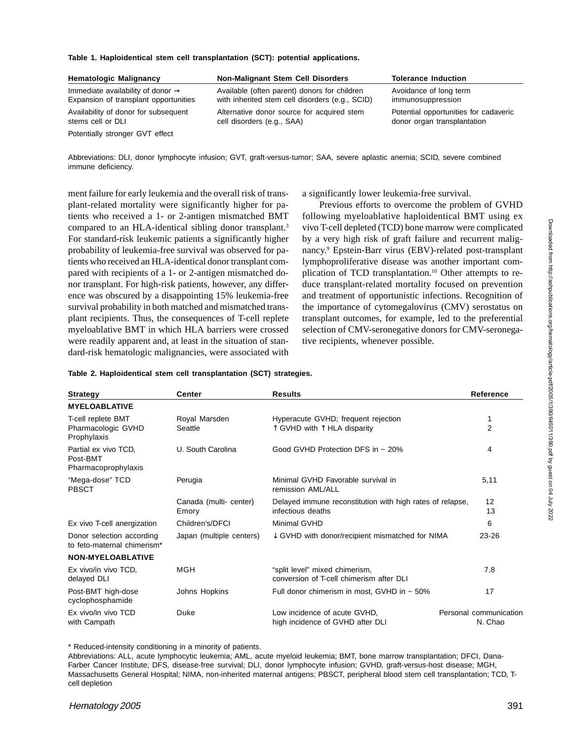**Table 1. Haploidentical stem cell transplantation (SCT): potential applications.**

| Hematologic Malignancy | Non-Malignant Stem Cell Disorders | Tolerance Induction |
|---|---|---|
| Immediate availability of donor → Expansion of transplant opportunities | Available (often parent) donors for children with inherited stem cell disorders (e.g., SCID) | Avoidance of long term immunosuppression |
| Availability of donor for subsequent stems cell or DLI | Alternative donor source for acquired stem cell disorders (e.g., SAA) | Potential opportunities for cadaveric donor organ transplantation |
| Potentially stronger GVT effect | | |

Abbreviations: DLI, donor lymphocyte infusion; GVT, graft-versus-tumor; SAA, severe aplastic anemia; SCID, severe combined immune deficiency.

ment failure for early leukemia and the overall risk of transplant-related mortality were significantly higher for patients who received a 1- or 2-antigen mismatched BMT compared to an HLA-identical sibling donor transplant.[3] For standard-risk leukemic patients a significantly higher probability of leukemia-free survival was observed for patients who received an HLA-identical donor transplant compared with recipients of a 1- or 2-antigen mismatched donor transplant. For high-risk patients, however, any difference was obscured by a disappointing 15% leukemia-free survival probability in both matched and mismatched transplant recipients. Thus, the consequences of T-cell replete myeloablative BMT in which HLA barriers were crossed were readily apparent and, at least in the situation of standard-risk hematologic malignancies, were associated with a significantly lower leukemia-free survival.

Previous efforts to overcome the problem of GVHD following myeloablative haploidentical BMT using ex vivo T-cell depleted (TCD) bone marrow were complicated by a very high risk of graft failure and recurrent malignancy.[9] Epstein-Barr virus (EBV)-related post-transplant lymphoproliferative disease was another important complication of TCD transplantation.[10] Other attempts to reduce transplant-related mortality focused on prevention and treatment of opportunistic infections. Recognition of the importance of cytomegalovirus (CMV) serostatus on transplant outcomes, for example, led to the preferential selection of CMV-seronegative donors for CMV-seronegative recipients, whenever possible.

**Table 2. Haploidentical stem cell transplantation (SCT) strategies.**

| Strategy | Center | Results | Reference |
|---|---|---|---|
| **MYELOABLATIVE** | | | |
| T-cell replete BMT | Royal Marsden | Hyperacute GVHD; frequent rejection | 1 |
| Pharmacologic GVHD Prophylaxis | Seattle | ↑ GVHD with ↑ HLA disparity | 2 |
| Partial ex vivo TCD, Post-BMT Pharmacoprophylaxis | U. South Carolina | Good GVHD Protection DFS in ~ 20% | 4 |
| "Mega-dose" TCD PBSCT | Perugia | Minimal GVHD Favorable survival in remission AML/ALL | 5,11 |
| | Canada (multi- center) Emory | Delayed immune reconstitution with high rates of relapse, infectious deaths | 12 13 |
| Ex vivo T-cell anergization | Children's/DFCI | Minimal GVHD | 6 |
| Donor selection according to feto-maternal chimerism* | Japan (multiple centers) | ↓ GVHD with donor/recipient mismatched for NIMA | 23-26 |
| **NON-MYELOABLATIVE** | | | |
| Ex vivo/in vivo TCD, delayed DLI | MGH | "split level" mixed chimerism, conversion of T-cell chimerism after DLI | 7,8 |
| Post-BMT high-dose cyclophosphamide | Johns Hopkins | Full donor chimerism in most, GVHD in ~ 50% | 17 |
| Ex vivo/in vivo TCD with Campath | Duke | Low incidence of acute GVHD, high incidence of GVHD after DLI | Personal communication N. Chao |

\* Reduced-intensity conditioning in a minority of patients.

Abbreviations: ALL, acute lymphocytic leukemia; AML, acute myeloid leukemia; BMT, bone marrow transplantation; DFCI, Dana-Farber Cancer Institute; DFS, disease-free survival; DLI, donor lymphocyte infusion; GVHD, graft-versus-host disease; MGH, Massachusetts General Hospital; NIMA, non-inherited maternal antigens; PBSCT, peripheral blood stem cell transplantation; TCD, T-cell depletion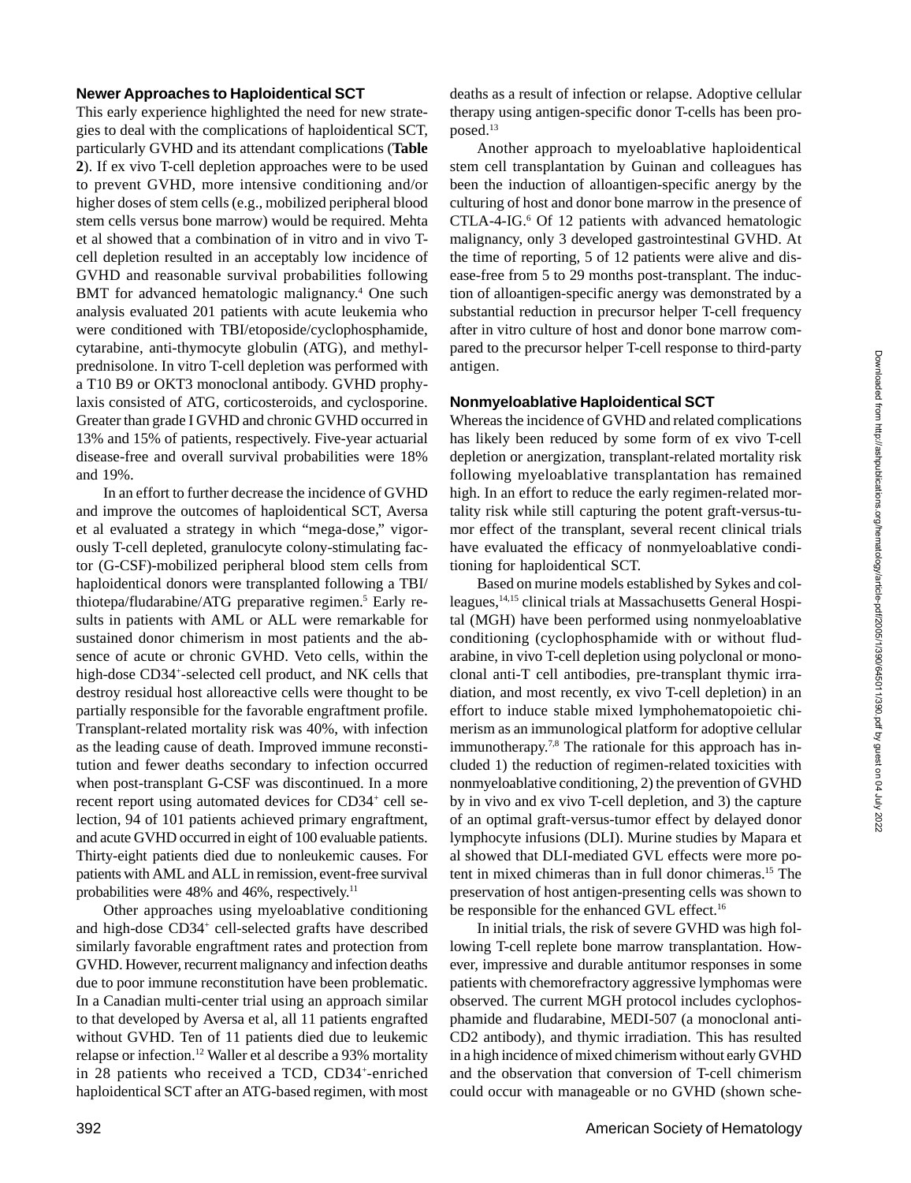### Newer Approaches to Haploidentical SCT

This early experience highlighted the need for new strategies to deal with the complications of haploidentical SCT, particularly GVHD and its attendant complications (**Table 2**). If ex vivo T-cell depletion approaches were to be used to prevent GVHD, more intensive conditioning and/or higher doses of stem cells (e.g., mobilized peripheral blood stem cells versus bone marrow) would be required. Mehta et al showed that a combination of in vitro and in vivo T-cell depletion resulted in an acceptably low incidence of GVHD and reasonable survival probabilities following BMT for advanced hematologic malignancy.[4] One such analysis evaluated 201 patients with acute leukemia who were conditioned with TBI/etoposide/cyclophosphamide, cytarabine, anti-thymocyte globulin (ATG), and methylprednisolone. In vitro T-cell depletion was performed with a T10 B9 or OKT3 monoclonal antibody. GVHD prophylaxis consisted of ATG, corticosteroids, and cyclosporine. Greater than grade I GVHD and chronic GVHD occurred in 13% and 15% of patients, respectively. Five-year actuarial disease-free and overall survival probabilities were 18% and 19%.

In an effort to further decrease the incidence of GVHD and improve the outcomes of haploidentical SCT, Aversa et al evaluated a strategy in which "mega-dose," vigorously T-cell depleted, granulocyte colony-stimulating factor (G-CSF)-mobilized peripheral blood stem cells from haploidentical donors were transplanted following a TBI/thiotepa/fludarabine/ATG preparative regimen.[5] Early results in patients with AML or ALL were remarkable for sustained donor chimerism in most patients and the absence of acute or chronic GVHD. Veto cells, within the high-dose $CD34^+$-selected cell product, and NK cells that destroy residual host alloreactive cells were thought to be partially responsible for the favorable engraftment profile. Transplant-related mortality risk was 40%, with infection as the leading cause of death. Improved immune reconstitution and fewer deaths secondary to infection occurred when post-transplant G-CSF was discontinued. In a more recent report using automated devices for $CD34^+$ cell selection, 94 of 101 patients achieved primary engraftment, and acute GVHD occurred in eight of 100 evaluable patients. Thirty-eight patients died due to nonleukemic causes. For patients with AML and ALL in remission, event-free survival probabilities were 48% and 46%, respectively.[11]

Other approaches using myeloablative conditioning and high-dose $CD34^+$ cell-selected grafts have described similarly favorable engraftment rates and protection from GVHD. However, recurrent malignancy and infection deaths due to poor immune reconstitution have been problematic. In a Canadian multi-center trial using an approach similar to that developed by Aversa et al, all 11 patients engrafted without GVHD. Ten of 11 patients died due to leukemic relapse or infection.[12] Waller et al describe a 93% mortality in 28 patients who received a TCD, $CD34^+$-enriched haploidentical SCT after an ATG-based regimen, with most deaths as a result of infection or relapse. Adoptive cellular therapy using antigen-specific donor T-cells has been proposed.[13]

Another approach to myeloablative haploidentical stem cell transplantation by Guinan and colleagues has been the induction of alloantigen-specific anergy by the culturing of host and donor bone marrow in the presence of CTLA-4-IG.[6] Of 12 patients with advanced hematologic malignancy, only 3 developed gastrointestinal GVHD. At the time of reporting, 5 of 12 patients were alive and disease-free from 5 to 29 months post-transplant. The induction of alloantigen-specific anergy was demonstrated by a substantial reduction in precursor helper T-cell frequency after in vitro culture of host and donor bone marrow compared to the precursor helper T-cell response to third-party antigen.

### Nonmyeloablative Haploidentical SCT

Whereas the incidence of GVHD and related complications has likely been reduced by some form of ex vivo T-cell depletion or anergization, transplant-related mortality risk following myeloablative transplantation has remained high. In an effort to reduce the early regimen-related mortality risk while still capturing the potent graft-versus-tumor effect of the transplant, several recent clinical trials have evaluated the efficacy of nonmyeloablative conditioning for haploidentical SCT.

Based on murine models established by Sykes and colleagues,[14,15] clinical trials at Massachusetts General Hospital (MGH) have been performed using nonmyeloablative conditioning (cyclophosphamide with or without fludarabine, in vivo T-cell depletion using polyclonal or monoclonal anti-T cell antibodies, pre-transplant thymic irradiation, and most recently, ex vivo T-cell depletion) in an effort to induce stable mixed lymphohematopoietic chimerism as an immunological platform for adoptive cellular immunotherapy.[7,8] The rationale for this approach has included 1) the reduction of regimen-related toxicities with nonmyeloablative conditioning, 2) the prevention of GVHD by in vivo and ex vivo T-cell depletion, and 3) the capture of an optimal graft-versus-tumor effect by delayed donor lymphocyte infusions (DLI). Murine studies by Mapara et al showed that DLI-mediated GVL effects were more potent in mixed chimeras than in full donor chimeras.[15] The preservation of host antigen-presenting cells was shown to be responsible for the enhanced GVL effect.[16]

In initial trials, the risk of severe GVHD was high following T-cell replete bone marrow transplantation. However, impressive and durable antitumor responses in some patients with chemorefractory aggressive lymphomas were observed. The current MGH protocol includes cyclophosphamide and fludarabine, MEDI-507 (a monoclonal anti-CD2 antibody), and thymic irradiation. This has resulted in a high incidence of mixed chimerism without early GVHD and the observation that conversion of T-cell chimerism could occur with manageable or no GVHD (shown sche-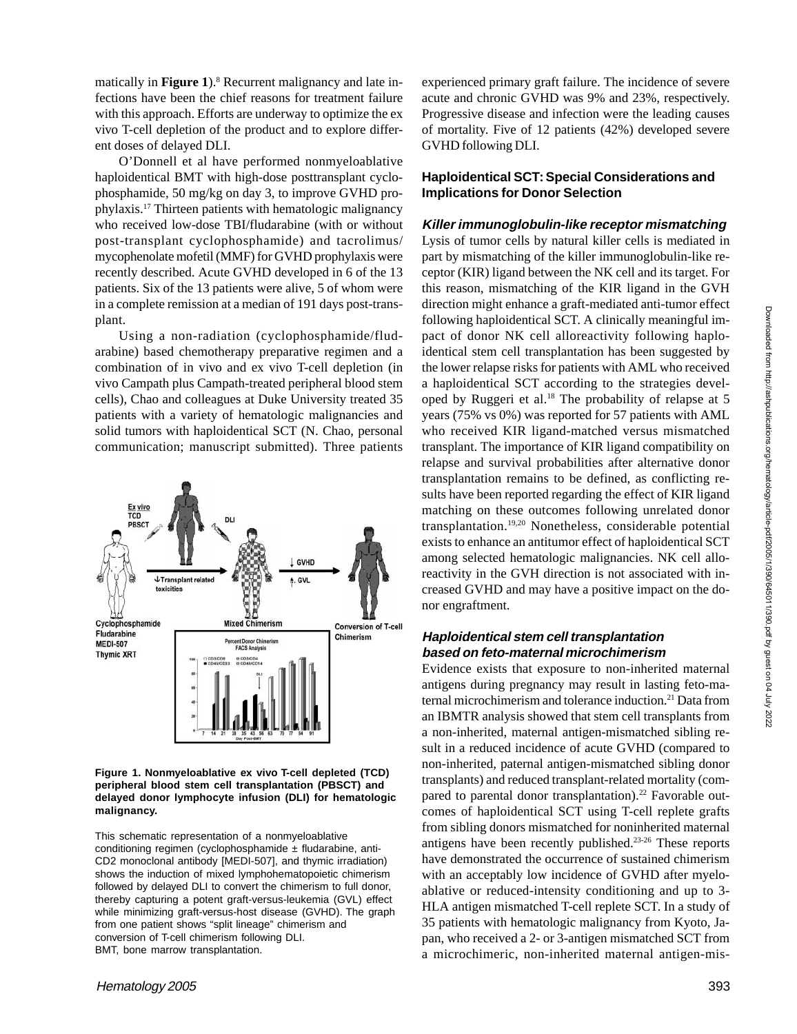matically in **Figure 1**).[8] Recurrent malignancy and late infections have been the chief reasons for treatment failure with this approach. Efforts are underway to optimize the ex vivo T-cell depletion of the product and to explore different doses of delayed DLI.

O'Donnell et al have performed nonmyeloablative haploidentical BMT with high-dose posttransplant cyclophosphamide, 50 mg/kg on day 3, to improve GVHD prophylaxis.[17] Thirteen patients with hematologic malignancy who received low-dose TBI/fludarabine (with or without post-transplant cyclophosphamide) and tacrolimus/mycophenolate mofetil (MMF) for GVHD prophylaxis were recently described. Acute GVHD developed in 6 of the 13 patients. Six of the 13 patients were alive, 5 of whom were in a complete remission at a median of 191 days post-transplant.

Using a non-radiation (cyclophosphamide/fludarabine) based chemotherapy preparative regimen and a combination of in vivo and ex vivo T-cell depletion (in vivo Campath plus Campath-treated peripheral blood stem cells), Chao and colleagues at Duke University treated 35 patients with a variety of hematologic malignancies and solid tumors with haploidentical SCT (N. Chao, personal communication; manuscript submitted). Three patients experienced primary graft failure. The incidence of severe acute and chronic GVHD was 9% and 23%, respectively. Progressive disease and infection were the leading causes of mortality. Five of 12 patients (42%) developed severe GVHD following DLI.

**Figure 1. Nonmyeloablative ex vivo T-cell depleted (TCD) peripheral blood stem cell transplantation (PBSCT) and delayed donor lymphocyte infusion (DLI) for hematologic malignancy.**

This schematic representation of a nonmyeloablative conditioning regimen (cyclophosphamide ± fludarabine, anti-CD2 monoclonal antibody [MEDI-507], and thymic irradiation) shows the induction of mixed lymphohematopoietic chimerism followed by delayed DLI to convert the chimerism to full donor, thereby capturing a potent graft-versus-leukemia (GVL) effect while minimizing graft-versus-host disease (GVHD). The graph from one patient shows "split lineage" chimerism and conversion of T-cell chimerism following DLI.
BMT, bone marrow transplantation.

### Haploidentical SCT: Special Considerations and Implications for Donor Selection

#### *Killer immunoglobulin-like receptor mismatching*

Lysis of tumor cells by natural killer cells is mediated in part by mismatching of the killer immunoglobulin-like receptor (KIR) ligand between the NK cell and its target. For this reason, mismatching of the KIR ligand in the GVH direction might enhance a graft-mediated anti-tumor effect following haploidentical SCT. A clinically meaningful impact of donor NK cell alloreactivity following haploidentical stem cell transplantation has been suggested by the lower relapse risks for patients with AML who received a haploidentical SCT according to the strategies developed by Ruggeri et al.[18] The probability of relapse at 5 years (75% vs 0%) was reported for 57 patients with AML who received KIR ligand-matched versus mismatched transplant. The importance of KIR ligand compatibility on relapse and survival probabilities after alternative donor transplantation remains to be defined, as conflicting results have been reported regarding the effect of KIR ligand matching on these outcomes following unrelated donor transplantation.[19,20] Nonetheless, considerable potential exists to enhance an antitumor effect of haploidentical SCT among selected hematologic malignancies. NK cell alloreactivity in the GVH direction is not associated with increased GVHD and may have a positive impact on the donor engraftment.

#### *Haploidentical stem cell transplantation based on feto-maternal microchimerism*

Evidence exists that exposure to non-inherited maternal antigens during pregnancy may result in lasting feto-maternal microchimerism and tolerance induction.[21] Data from an IBMTR analysis showed that stem cell transplants from a non-inherited, maternal antigen-mismatched sibling result in a reduced incidence of acute GVHD (compared to non-inherited, paternal antigen-mismatched sibling donor transplants) and reduced transplant-related mortality (compared to parental donor transplantation).[22] Favorable outcomes of haploidentical SCT using T-cell replete grafts from sibling donors mismatched for noninherited maternal antigens have been recently published.[23-26] These reports have demonstrated the occurrence of sustained chimerism with an acceptably low incidence of GVHD after myeloablative or reduced-intensity conditioning and up to 3-HLA antigen mismatched T-cell replete SCT. In a study of 35 patients with hematologic malignancy from Kyoto, Japan, who received a 2- or 3-antigen mismatched SCT from a microchimeric, non-inherited maternal antigen-mis-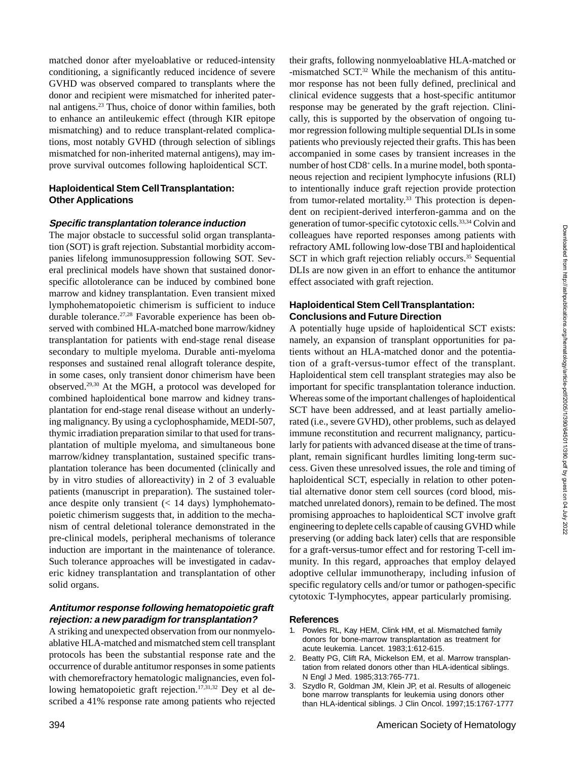matched donor after myeloablative or reduced-intensity conditioning, a significantly reduced incidence of severe GVHD was observed compared to transplants where the donor and recipient were mismatched for inherited paternal antigens.[23] Thus, choice of donor within families, both to enhance an antileukemic effect (through KIR epitope mismatching) and to reduce transplant-related complications, most notably GVHD (through selection of siblings mismatched for non-inherited maternal antigens), may improve survival outcomes following haploidentical SCT.

## Haploidentical Stem Cell Transplantation: Other Applications

### *Specific transplantation tolerance induction*

The major obstacle to successful solid organ transplantation (SOT) is graft rejection. Substantial morbidity accompanies lifelong immunosuppression following SOT. Several preclinical models have shown that sustained donor-specific allotolerance can be induced by combined bone marrow and kidney transplantation. Even transient mixed lymphohematopoietic chimerism is sufficient to induce durable tolerance.[27,28] Favorable experience has been observed with combined HLA-matched bone marrow/kidney transplantation for patients with end-stage renal disease secondary to multiple myeloma. Durable anti-myeloma responses and sustained renal allograft tolerance despite, in some cases, only transient donor chimerism have been observed.[29,30] At the MGH, a protocol was developed for combined haploidentical bone marrow and kidney transplantation for end-stage renal disease without an underlying malignancy. By using a cyclophosphamide, MEDI-507, thymic irradiation preparation similar to that used for transplantation of multiple myeloma, and simultaneous bone marrow/kidney transplantation, sustained specific transplantation tolerance has been documented (clinically and by in vitro studies of alloreactivity) in 2 of 3 evaluable patients (manuscript in preparation). The sustained tolerance despite only transient (< 14 days) lymphohematopoietic chimerism suggests that, in addition to the mechanism of central deletional tolerance demonstrated in the pre-clinical models, peripheral mechanisms of tolerance induction are important in the maintenance of tolerance. Such tolerance approaches will be investigated in cadaveric kidney transplantation and transplantation of other solid organs.

### *Antitumor response following hematopoietic graft rejection: a new paradigm for transplantation?*

A striking and unexpected observation from our nonmyeloablative HLA-matched and mismatched stem cell transplant protocols has been the substantial response rate and the occurrence of durable antitumor responses in some patients with chemorefractory hematologic malignancies, even following hematopoietic graft rejection.[17,31,32] Dey et al described a 41% response rate among patients who rejected their grafts, following nonmyeloablative HLA-matched or -mismatched SCT.[32] While the mechanism of this antitumor response has not been fully defined, preclinical and clinical evidence suggests that a host-specific antitumor response may be generated by the graft rejection. Clinically, this is supported by the observation of ongoing tumor regression following multiple sequential DLIs in some patients who previously rejected their grafts. This has been accompanied in some cases by transient increases in the number of host CD8+ cells. In a murine model, both spontaneous rejection and recipient lymphocyte infusions (RLI) to intentionally induce graft rejection provide protection from tumor-related mortality.[33] This protection is dependent on recipient-derived interferon-gamma and on the generation of tumor-specific cytotoxic cells.[33,34] Colvin and colleagues have reported responses among patients with refractory AML following low-dose TBI and haploidentical SCT in which graft rejection reliably occurs.[35] Sequential DLIs are now given in an effort to enhance the antitumor effect associated with graft rejection.

## Haploidentical Stem Cell Transplantation: Conclusions and Future Direction

A potentially huge upside of haploidentical SCT exists: namely, an expansion of transplant opportunities for patients without an HLA-matched donor and the potentiation of a graft-versus-tumor effect of the transplant. Haploidentical stem cell transplant strategies may also be important for specific transplantation tolerance induction. Whereas some of the important challenges of haploidentical SCT have been addressed, and at least partially ameliorated (i.e., severe GVHD), other problems, such as delayed immune reconstitution and recurrent malignancy, particularly for patients with advanced disease at the time of transplant, remain significant hurdles limiting long-term success. Given these unresolved issues, the role and timing of haploidentical SCT, especially in relation to other potential alternative donor stem cell sources (cord blood, mismatched unrelated donors), remain to be defined. The most promising approaches to haploidentical SCT involve graft engineering to deplete cells capable of causing GVHD while preserving (or adding back later) cells that are responsible for a graft-versus-tumor effect and for restoring T-cell immunity. In this regard, approaches that employ delayed adoptive cellular immunotherapy, including infusion of specific regulatory cells and/or tumor or pathogen-specific cytotoxic T-lymphocytes, appear particularly promising.

## References

1. Powles RL, Kay HEM, Clink HM, et al. Mismatched family donors for bone-marrow transplantation as treatment for acute leukemia. Lancet. 1983;1:612-615.
2. Beatty PG, Clift RA, Mickelson EM, et al. Marrow transplantation from related donors other than HLA-identical siblings. N Engl J Med. 1985;313:765-771.
3. Szydlo R, Goldman JM, Klein JP, et al. Results of allogeneic bone marrow transplants for leukemia using donors other than HLA-identical siblings. J Clin Oncol. 1997;15:1767-1777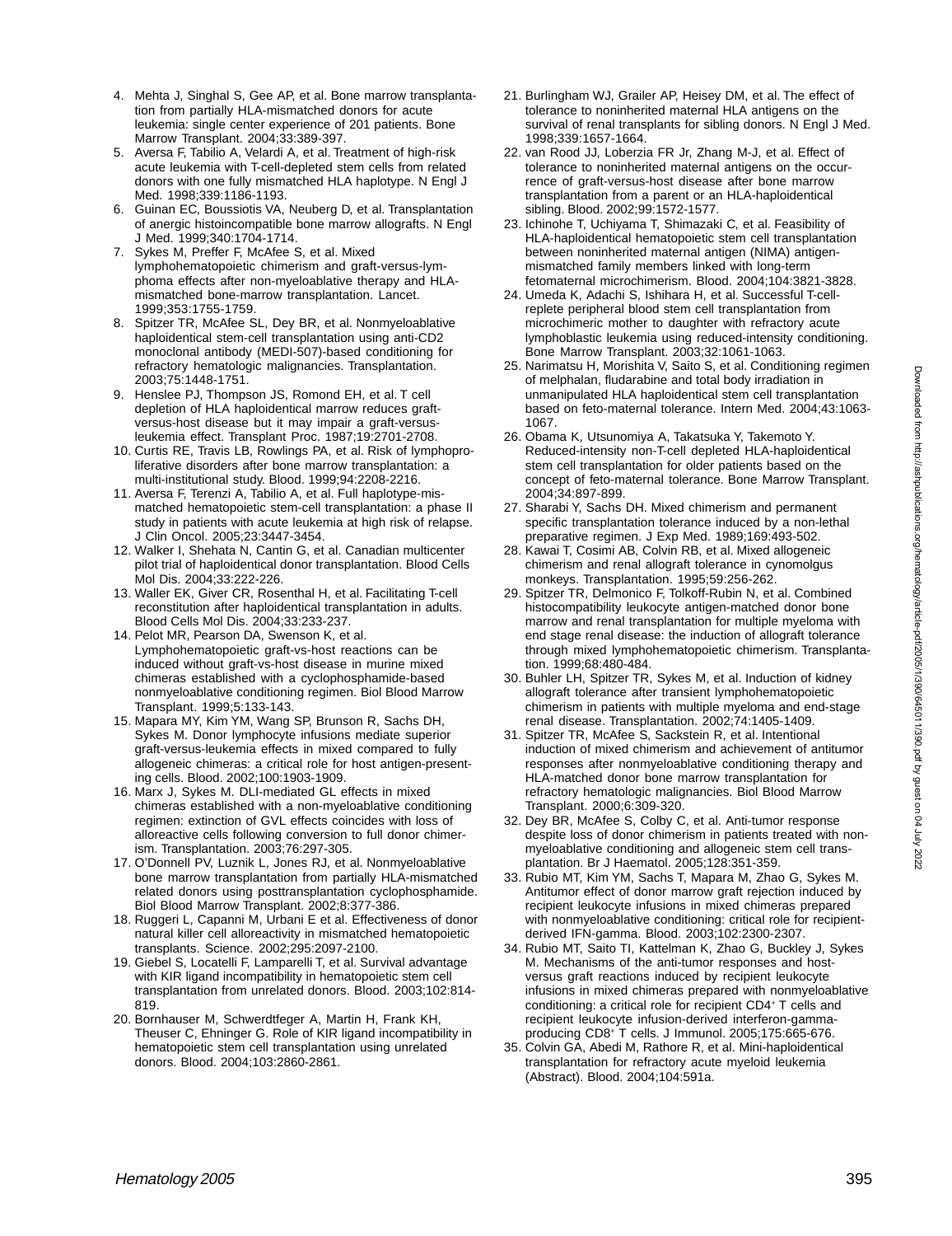4. Mehta J, Singhal S, Gee AP, et al. Bone marrow transplantation from partially HLA-mismatched donors for acute leukemia: single center experience of 201 patients. Bone Marrow Transplant. 2004;33:389-397.
5. Aversa F, Tabilio A, Velardi A, et al. Treatment of high-risk acute leukemia with T-cell-depleted stem cells from related donors with one fully mismatched HLA haplotype. N Engl J Med. 1998;339:1186-1193.
6. Guinan EC, Boussiotis VA, Neuberg D, et al. Transplantation of anergic histoincompatible bone marrow allografts. N Engl J Med. 1999;340:1704-1714.
7. Sykes M, Preffer F, McAfee S, et al. Mixed lymphohematopoietic chimerism and graft-versus-lymphoma effects after non-myeloablative therapy and HLA-mismatched bone-marrow transplantation. Lancet. 1999;353:1755-1759.
8. Spitzer TR, McAfee SL, Dey BR, et al. Nonmyeloablative haploidentical stem-cell transplantation using anti-CD2 monoclonal antibody (MEDI-507)-based conditioning for refractory hematologic malignancies. Transplantation. 2003;75:1448-1751.
9. Henslee PJ, Thompson JS, Romond EH, et al. T cell depletion of HLA haploidentical marrow reduces graft-versus-host disease but it may impair a graft-versus-leukemia effect. Transplant Proc. 1987;19:2701-2708.
10. Curtis RE, Travis LB, Rowlings PA, et al. Risk of lymphoproliferative disorders after bone marrow transplantation: a multi-institutional study. Blood. 1999;94:2208-2216.
11. Aversa F, Terenzi A, Tabilio A, et al. Full haplotype-mismatched hematopoietic stem-cell transplantation: a phase II study in patients with acute leukemia at high risk of relapse. J Clin Oncol. 2005;23:3447-3454.
12. Walker I, Shehata N, Cantin G, et al. Canadian multicenter pilot trial of haploidentical donor transplantation. Blood Cells Mol Dis. 2004;33:222-226.
13. Waller EK, Giver CR, Rosenthal H, et al. Facilitating T-cell reconstitution after haploidentical transplantation in adults. Blood Cells Mol Dis. 2004;33:233-237.
14. Pelot MR, Pearson DA, Swenson K, et al. Lymphohematopoietic graft-vs-host reactions can be induced without graft-vs-host disease in murine mixed chimeras established with a cyclophosphamide-based nonmyeloablative conditioning regimen. Biol Blood Marrow Transplant. 1999;5:133-143.
15. Mapara MY, Kim YM, Wang SP, Brunson R, Sachs DH, Sykes M. Donor lymphocyte infusions mediate superior graft-versus-leukemia effects in mixed compared to fully allogeneic chimeras: a critical role for host antigen-presenting cells. Blood. 2002;100:1903-1909.
16. Marx J, Sykes M. DLI-mediated GL effects in mixed chimeras established with a non-myeloablative conditioning regimen: extinction of GVL effects coincides with loss of alloreactive cells following conversion to full donor chimerism. Transplantation. 2003;76:297-305.
17. O'Donnell PV, Luznik L, Jones RJ, et al. Nonmyeloablative bone marrow transplantation from partially HLA-mismatched related donors using posttransplantation cyclophosphamide. Biol Blood Marrow Transplant. 2002;8:377-386.
18. Ruggeri L, Capanni M, Urbani E et al. Effectiveness of donor natural killer cell alloreactivity in mismatched hematopoietic transplants. Science. 2002;295:2097-2100.
19. Giebel S, Locatelli F, Lamparelli T, et al. Survival advantage with KIR ligand incompatibility in hematopoietic stem cell transplantation from unrelated donors. Blood. 2003;102:814-819.
20. Bornhauser M, Schwerdtfeger A, Martin H, Frank KH, Theuser C, Ehninger G. Role of KIR ligand incompatibility in hematopoietic stem cell transplantation using unrelated donors. Blood. 2004;103:2860-2861.
21. Burlingham WJ, Grailer AP, Heisey DM, et al. The effect of tolerance to noninherited maternal HLA antigens on the survival of renal transplants for sibling donors. N Engl J Med. 1998;339:1657-1664.
22. van Rood JJ, Loberzia FR Jr, Zhang M-J, et al. Effect of tolerance to noninherited maternal antigens on the occurrence of graft-versus-host disease after bone marrow transplantation from a parent or an HLA-haploidentical sibling. Blood. 2002;99:1572-1577.
23. Ichinohe T, Uchiyama T, Shimazaki C, et al. Feasibility of HLA-haploidentical hematopoietic stem cell transplantation between noninherited maternal antigen (NIMA) antigen-mismatched family members linked with long-term fetomaternal microchimerism. Blood. 2004;104:3821-3828.
24. Umeda K, Adachi S, Ishihara H, et al. Successful T-cell-replete peripheral blood stem cell transplantation from microchimeric mother to daughter with refractory acute lymphoblastic leukemia using reduced-intensity conditioning. Bone Marrow Transplant. 2003;32:1061-1063.
25. Narimatsu H, Morishita V, Saito S, et al. Conditioning regimen of melphalan, fludarabine and total body irradiation in unmanipulated HLA haploidentical stem cell transplantation based on feto-maternal tolerance. Intern Med. 2004;43:1063-1067.
26. Obama K, Utsunomiya A, Takatsuka Y, Takemoto Y. Reduced-intensity non-T-cell depleted HLA-haploidentical stem cell transplantation for older patients based on the concept of feto-maternal tolerance. Bone Marrow Transplant. 2004;34:897-899.
27. Sharabi Y, Sachs DH. Mixed chimerism and permanent specific transplantation tolerance induced by a non-lethal preparative regimen. J Exp Med. 1989;169:493-502.
28. Kawai T, Cosimi AB, Colvin RB, et al. Mixed allogeneic chimerism and renal allograft tolerance in cynomolgus monkeys. Transplantation. 1995;59:256-262.
29. Spitzer TR, Delmonico F, Tolkoff-Rubin N, et al. Combined histocompatibility leukocyte antigen-matched donor bone marrow and renal transplantation for multiple myeloma with end stage renal disease: the induction of allograft tolerance through mixed lymphohematopoietic chimerism. Transplantation. 1999;68:480-484.
30. Buhler LH, Spitzer TR, Sykes M, et al. Induction of kidney allograft tolerance after transient lymphohematopoietic chimerism in patients with multiple myeloma and end-stage renal disease. Transplantation. 2002;74:1405-1409.
31. Spitzer TR, McAfee S, Sackstein R, et al. Intentional induction of mixed chimerism and achievement of antitumor responses after nonmyeloablative conditioning therapy and HLA-matched donor bone marrow transplantation for refractory hematologic malignancies. Biol Blood Marrow Transplant. 2000;6:309-320.
32. Dey BR, McAfee S, Colby C, et al. Anti-tumor response despite loss of donor chimerism in patients treated with non-myeloablative conditioning and allogeneic stem cell transplantation. Br J Haematol. 2005;128:351-359.
33. Rubio MT, Kim YM, Sachs T, Mapara M, Zhao G, Sykes M. Antitumor effect of donor marrow graft rejection induced by recipient leukocyte infusions in mixed chimeras prepared with nonmyeloablative conditioning: critical role for recipient-derived IFN-gamma. Blood. 2003;102:2300-2307.
34. Rubio MT, Saito TI, Kattelman K, Zhao G, Buckley J, Sykes M. Mechanisms of the anti-tumor responses and host-versus graft reactions induced by recipient leukocyte infusions in mixed chimeras prepared with nonmyeloablative conditioning: a critical role for recipient $CD4^+$ T cells and recipient leukocyte infusion-derived interferon-gamma-producing $CD8^+$ T cells. J Immunol. 2005;175:665-676.
35. Colvin GA, Abedi M, Rathore R, et al. Mini-haploidentical transplantation for refractory acute myeloid leukemia (Abstract). Blood. 2004;104:591a.